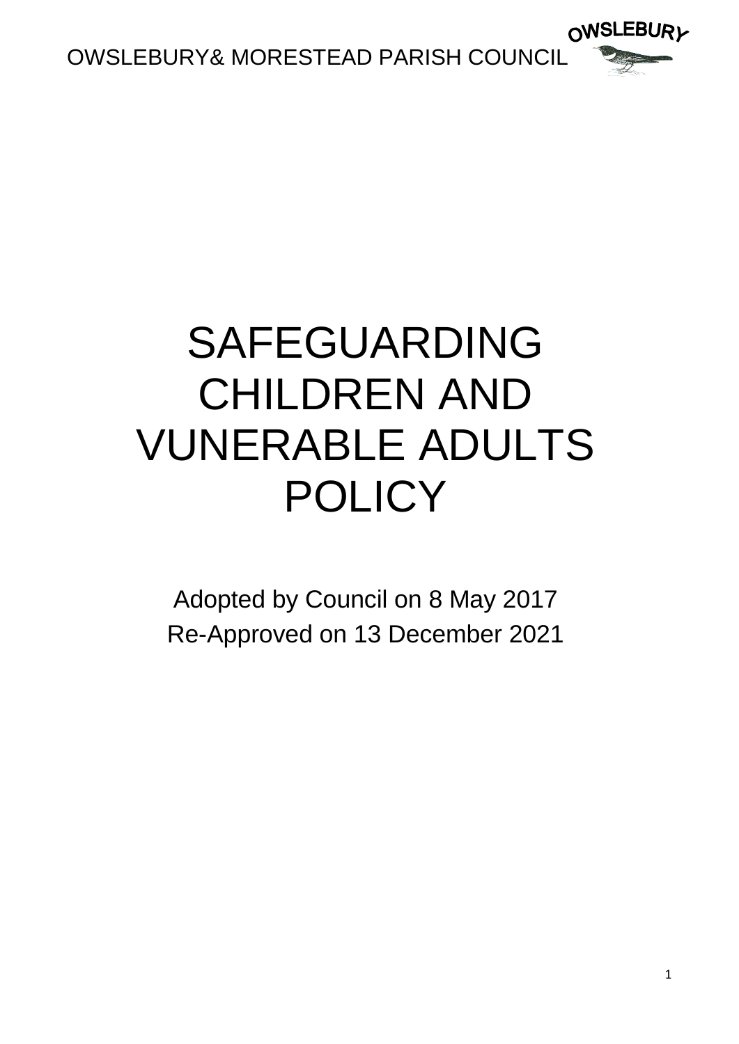OWSLEBURY& MORESTEAD PARISH COUNCIL

# SAFEGUARDING CHILDREN AND VUNERABLE ADULTS POLICY

Adopted by Council on 8 May 2017

Re-Approved on 13 December 2021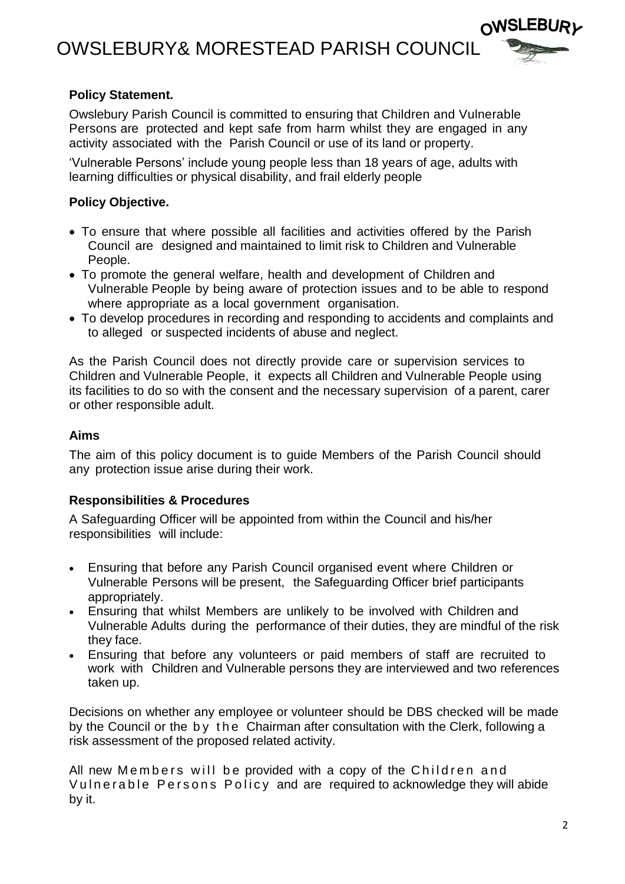# OWSLEBURY& MORESTEAD PARISH COUNCIL

**Policy Statement.**

Owslebury Parish Council is committed to ensuring that Children and Vulnerable Persons are protected and kept safe from harm whilst they are engaged in any activity associated with the Parish Council or use of its land or property.

'Vulnerable Persons' include young people less than 18 years of age, adults with learning difficulties or physical disability, and frail elderly people

**Policy Objective.**

- To ensure that where possible all facilities and activities offered by the Parish Council are designed and maintained to limit risk to Children and Vulnerable People.
- To promote the general welfare, health and development of Children and Vulnerable People by being aware of protection issues and to be able to respond where appropriate as a local government organisation.
- To develop procedures in recording and responding to accidents and complaints and to alleged or suspected incidents of abuse and neglect.

As the Parish Council does not directly provide care or supervision services to Children and Vulnerable People, it expects all Children and Vulnerable People using its facilities to do so with the consent and the necessary supervision of a parent, carer or other responsible adult.

**Aims**

The aim of this policy document is to guide Members of the Parish Council should any protection issue arise during their work.

**Responsibilities & Procedures**

A Safeguarding Officer will be appointed from within the Council and his/her responsibilities will include:

- Ensuring that before any Parish Council organised event where Children or Vulnerable Persons will be present, the Safeguarding Officer brief participants appropriately.
- Ensuring that whilst Members are unlikely to be involved with Children and Vulnerable Adults during the performance of their duties, they are mindful of the risk they face.
- Ensuring that before any volunteers or paid members of staff are recruited to work with Children and Vulnerable persons they are interviewed and two references taken up.

Decisions on whether any employee or volunteer should be DBS checked will be made by the Council or the by the Chairman after consultation with the Clerk, following a risk assessment of the proposed related activity.

All new Members will be provided with a copy of the Children and Vulnerable Persons Policy and are required to acknowledge they will abide by it.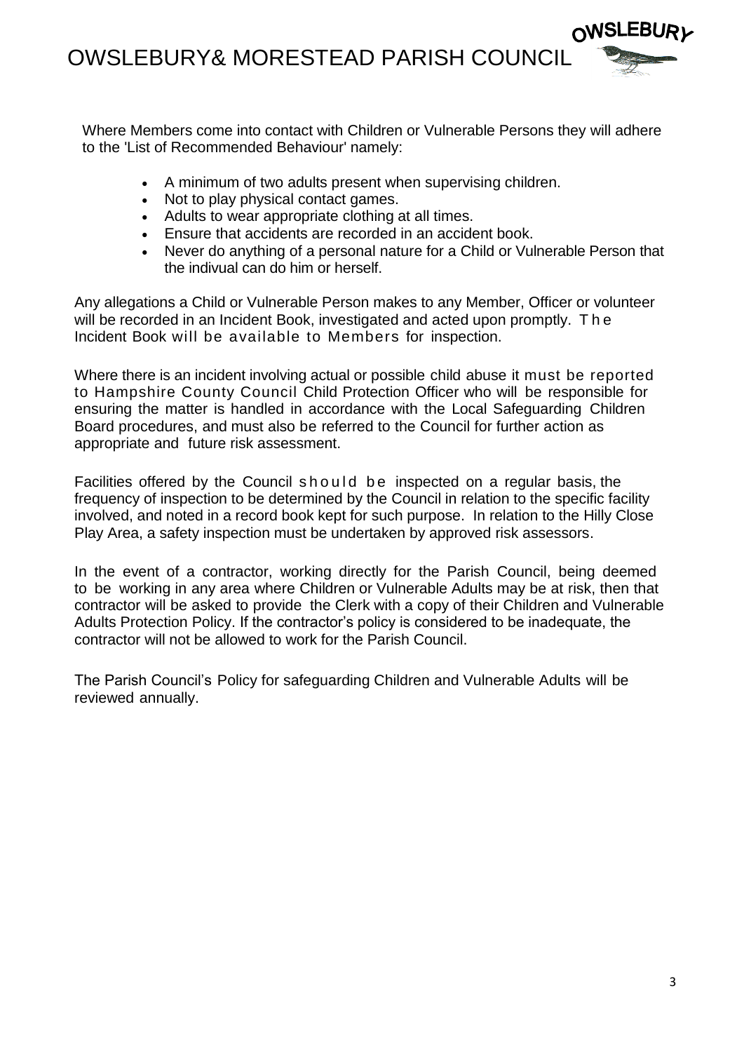Where Members come into contact with Children or Vulnerable Persons they will adhere to the 'List of Recommended Behaviour' namely:

- A minimum of two adults present when supervising children.
- Not to play physical contact games.
- Adults to wear appropriate clothing at all times.
- Ensure that accidents are recorded in an accident book.
- Never do anything of a personal nature for a Child or Vulnerable Person that the indivual can do him or herself.

Any allegations a Child or Vulnerable Person makes to any Member, Officer or volunteer will be recorded in an Incident Book, investigated and acted upon promptly. The Incident Book will be available to Members for inspection.

Where there is an incident involving actual or possible child abuse it must be reported to Hampshire County Council Child Protection Officer who will be responsible for ensuring the matter is handled in accordance with the Local Safeguarding Children Board procedures, and must also be referred to the Council for further action as appropriate and future risk assessment.

Facilities offered by the Council should be inspected on a regular basis, the frequency of inspection to be determined by the Council in relation to the specific facility involved, and noted in a record book kept for such purpose. In relation to the Hilly Close Play Area, a safety inspection must be undertaken by approved risk assessors.

In the event of a contractor, working directly for the Parish Council, being deemed to be working in any area where Children or Vulnerable Adults may be at risk, then that contractor will be asked to provide the Clerk with a copy of their Children and Vulnerable Adults Protection Policy. If the contractor's policy is considered to be inadequate, the contractor will not be allowed to work for the Parish Council.

The Parish Council's Policy for safeguarding Children and Vulnerable Adults will be reviewed annually.